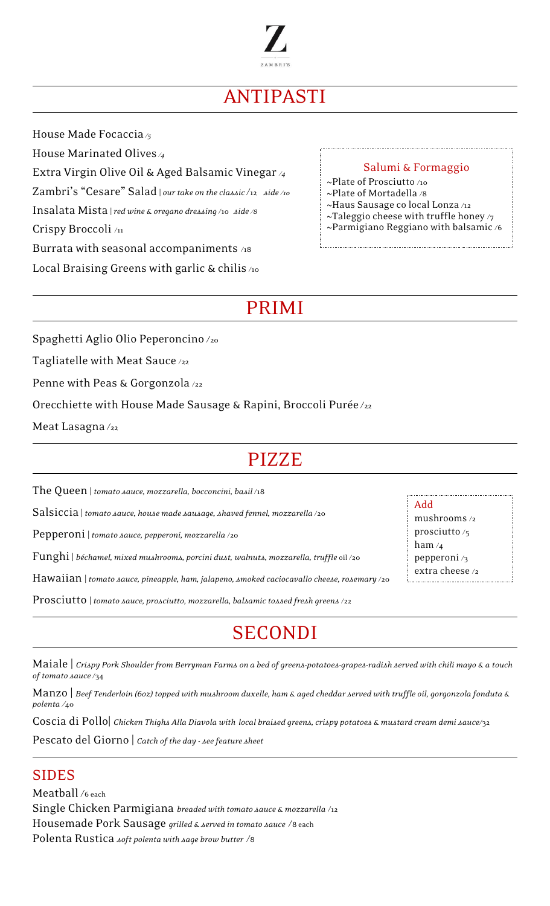Z

ZAMBRI'S

# ANTIPASTI

House Made Focaccia /5

House Marinated Olives /4

Extra Virgin Olive Oil & Aged Balsamic Vinegar /4

Zambri's "Cesare" Salad | *our take on the classic* /12 *side* /10

Insalata Mista | *red wine & oregano dressing* /10 *side* /8

Crispy Broccoli /11

Burrata with seasonal accompaniments /18

Local Braising Greens with garlic & chilis /10

### Salumi & Formaggio

~Plate of Prosciutto /10

~Plate of Mortadella /8

~Haus Sausage co local Lonza /12

~Taleggio cheese with truffle honey /7

~Parmigiano Reggiano with balsamic /6

# PRIMI

Spaghetti Aglio Olio Peperoncino /20

Tagliatelle with Meat Sauce /22

Penne with Peas & Gorgonzola /22

Orecchiette with House Made Sausage & Rapini, Broccoli Purée /22

Meat Lasagna /22

# PIZZE

The Queen | *tomato sauce, mozzarella, bocconcini, basil* /18

Salsiccia | *tomato sauce, house made sausage, shaved fennel, mozzarella* /20

Pepperoni | *tomato sauce, pepperoni, mozzarella* /20

Funghi | *béchamel, mixed mushrooms, porcini dust, walnuts, mozzarella, truffle* oil /20

Hawaiian | *tomato sauce, pineapple, ham, jalapeno, smoked caciocavallo cheese, rosemary* /20

Prosciutto | *tomato sauce, prosciutto, mozzarella, balsamic tossed fresh greens* /22

### Add

mushrooms /2

prosciutto /5

ham /4

pepperoni /3

extra cheese /2

# SECONDI

Maiale | *Crispy Pork Shoulder from Berryman Farms on a bed of greens-potatoes-grapes-radish served with chili mayo & a touch of tomato sauce* /34

Manzo | *Beef Tenderloin (6oz) topped with mushroom duxelle, ham & aged cheddar served with truffle oil, gorgonzola fonduta & polenta* /40

Coscia di Pollo| *Chicken Thighs Alla Diavola with local braised greens, crispy potatoes & mustard cream demi sauce*/32

Pescato del Giorno | *Catch of the day - see feature sheet*

## SIDES

Meatball /6 each

Single Chicken Parmigiana *breaded with tomato sauce & mozzarella* /12

Housemade Pork Sausage *grilled & served in tomato sauce* /8 each

Polenta Rustica *soft polenta with sage brow butter* /8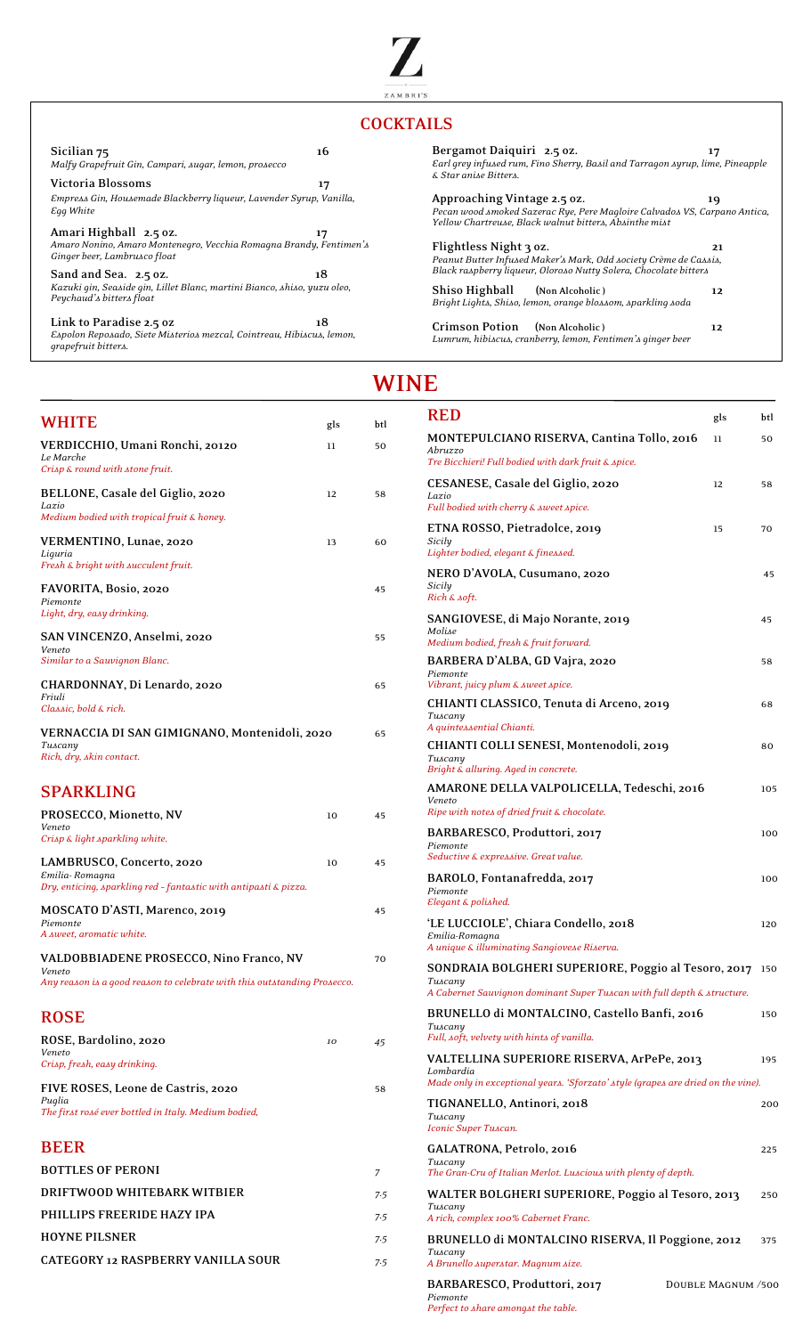Z

ZAMBRI'S

# COCKTAILS

**Sicilian 75** — 16
*Malfy Grapefruit Gin, Campari, sugar, lemon, prosecco*

**Victoria Blossoms** — 17
*Empress Gin, Housemade Blackberry liqueur, Lavender Syrup, Vanilla, Egg White*

**Amari Highball 2.5 oz.** — 17
*Amaro Nonino, Amaro Montenegro, Vecchia Romagna Brandy, Fentimen's Ginger beer, Lambrusco float*

**Sand and Sea. 2.5 oz.** — 18
*Kazuki gin, Seaside gin, Lillet Blanc, martini Bianco, shiso, yuzu oleo, Peychaud's bitters float*

**Link to Paradise 2.5 oz** — 18
*Espolon Reposado, Siete Misterios mezcal, Cointreau, Hibiscus, lemon, grapefruit bitters.*

**Bergamot Daiquiri 2.5 oz.** — 17
*Earl grey infused rum, Fino Sherry, Basil and Tarragon syrup, lime, Pineapple & Star anise Bitters.*

**Approaching Vintage 2.5 oz.** — 19
*Pecan wood smoked Sazerac Rye, Pere Magloire Calvados VS, Carpano Antica, Yellow Chartreuse, Black walnut bitters, Absinthe mist*

**Flightless Night 3 oz.** — 21
*Peanut Butter Infused Maker's Mark, Odd society Crème de Cassis, Black raspberry liqueur, Oloroso Nutty Solera, Chocolate bitters*

**Shiso Highball (Non Alcoholic)** — 12
*Bright Lights, Shiso, lemon, orange blossom, sparkling soda*

**Crimson Potion (Non Alcoholic)** — 12
*Lumrum, hibiscus, cranberry, lemon, Fentimen's ginger beer*

# WINE

## WHITE

| | gls | btl |
|---|---|---|
| **VERDICCHIO, Umani Ronchi, 20120**<br>*Le Marche*<br>*Crisp & round with stone fruit.* | 11 | 50 |
| **BELLONE, Casale del Giglio, 2020**<br>*Lazio*<br>*Medium bodied with tropical fruit & honey.* | 12 | 58 |
| **VERMENTINO, Lunae, 2020**<br>*Liguria*<br>*Fresh & bright with succulent fruit.* | 13 | 60 |
| **FAVORITA, Bosio, 2020**<br>*Piemonte*<br>*Light, dry, easy drinking.* | | 45 |
| **SAN VINCENZO, Anselmi, 2020**<br>*Veneto*<br>*Similar to a Sauvignon Blanc.* | | 55 |
| **CHARDONNAY, Di Lenardo, 2020**<br>*Friuli*<br>*Classic, bold & rich.* | | 65 |
| **VERNACCIA DI SAN GIMIGNANO, Montenidoli, 2020**<br>*Tuscany*<br>*Rich, dry, skin contact.* | | 65 |

## SPARKLING

| | gls | btl |
|---|---|---|
| **PROSECCO, Mionetto, NV**<br>*Veneto*<br>*Crisp & light sparkling white.* | 10 | 45 |
| **LAMBRUSCO, Concerto, 2020**<br>*Emilia- Romagna*<br>*Dry, enticing, sparkling red - fantastic with antipasti & pizza.* | 10 | 45 |
| **MOSCATO D'ASTI, Marenco, 2019**<br>*Piemonte*<br>*A sweet, aromatic white.* | | 45 |
| **VALDOBBIADENE PROSECCO, Nino Franco, NV**<br>*Veneto*<br>*Any reason is a good reason to celebrate with this outstanding Prosecco.* | | 70 |

## ROSE

| | gls | btl |
|---|---|---|
| **ROSE, Bardolino, 2020**<br>*Veneto*<br>*Crisp, fresh, easy drinking.* | 10 | 45 |
| **FIVE ROSES, Leone de Castris, 2020**<br>*Puglia*<br>*The first rosé ever bottled in Italy. Medium bodied,* | | 58 |

## BEER

| | |
|---|---|
| **BOTTLES OF PERONI** | 7 |
| **DRIFTWOOD WHITEBARK WITBIER** | 7.5 |
| **PHILLIPS FREERIDE HAZY IPA** | 7.5 |
| **HOYNE PILSNER** | 7.5 |
| **CATEGORY 12 RASPBERRY VANILLA SOUR** | 7.5 |

## RED

| | gls | btl |
|---|---|---|
| **MONTEPULCIANO RISERVA, Cantina Tollo, 2016**<br>*Abruzzo*<br>*Tre Bicchieri! Full bodied with dark fruit & spice.* | 11 | 50 |
| **CESANESE, Casale del Giglio, 2020**<br>*Lazio*<br>*Full bodied with cherry & sweet spice.* | 12 | 58 |
| **ETNA ROSSO, Pietradolce, 2019**<br>*Sicily*<br>*Lighter bodied, elegant & finessed.* | 15 | 70 |
| **NERO D'AVOLA, Cusumano, 2020**<br>*Sicily*<br>*Rich & soft.* | | 45 |
| **SANGIOVESE, di Majo Norante, 2019**<br>*Molise*<br>*Medium bodied, fresh & fruit forward.* | | 45 |
| **BARBERA D'ALBA, GD Vajra, 2020**<br>*Piemonte*<br>*Vibrant, juicy plum & sweet spice.* | | 58 |
| **CHIANTI CLASSICO, Tenuta di Arceno, 2019**<br>*Tuscany*<br>*A quintessential Chianti.* | | 68 |
| **CHIANTI COLLI SENESI, Montenodoli, 2019**<br>*Tuscany*<br>*Bright & alluring. Aged in concrete.* | | 80 |
| **AMARONE DELLA VALPOLICELLA, Tedeschi, 2016**<br>*Veneto*<br>*Ripe with notes of dried fruit & chocolate.* | | 105 |
| **BARBARESCO, Produttori, 2017**<br>*Piemonte*<br>*Seductive & expressive. Great value.* | | 100 |
| **BAROLO, Fontanafredda, 2017**<br>*Piemonte*<br>*Elegant & polished.* | | 100 |
| **'LE LUCCIOLE', Chiara Condello, 2018**<br>*Emilia-Romagna*<br>*A unique & illuminating Sangiovese Riserva.* | | 120 |
| **SONDRAIA BOLGHERI SUPERIORE, Poggio al Tesoro, 2017**<br>*Tuscany*<br>*A Cabernet Sauvignon dominant Super Tuscan with full depth & structure.* | | 150 |
| **BRUNELLO di MONTALCINO, Castello Banfi, 2016**<br>*Tuscany*<br>*Full, soft, velvety with hints of vanilla.* | | 150 |
| **VALTELLINA SUPERIORE RISERVA, ArPePe, 2013**<br>*Lombardia*<br>*Made only in exceptional years. 'Sforzato' style (grapes are dried on the vine).* | | 195 |
| **TIGNANELLO, Antinori, 2018**<br>*Tuscany*<br>*Iconic Super Tuscan.* | | 200 |
| **GALATRONA, Petrolo, 2016**<br>*Tuscany*<br>*The Gran-Cru of Italian Merlot. Luscious with plenty of depth.* | | 225 |
| **WALTER BOLGHERI SUPERIORE, Poggio al Tesoro, 2013**<br>*Tuscany*<br>*A rich, complex 100% Cabernet Franc.* | | 250 |
| **BRUNELLO di MONTALCINO RISERVA, Il Poggione, 2012**<br>*Tuscany*<br>*A Brunello superstar. Magnum size.* | | 375 |
| **BARBARESCO, Produttori, 2017**<br>*Piemonte*<br>*Perfect to share amongst the table.* | | DOUBLE MAGNUM /500 |